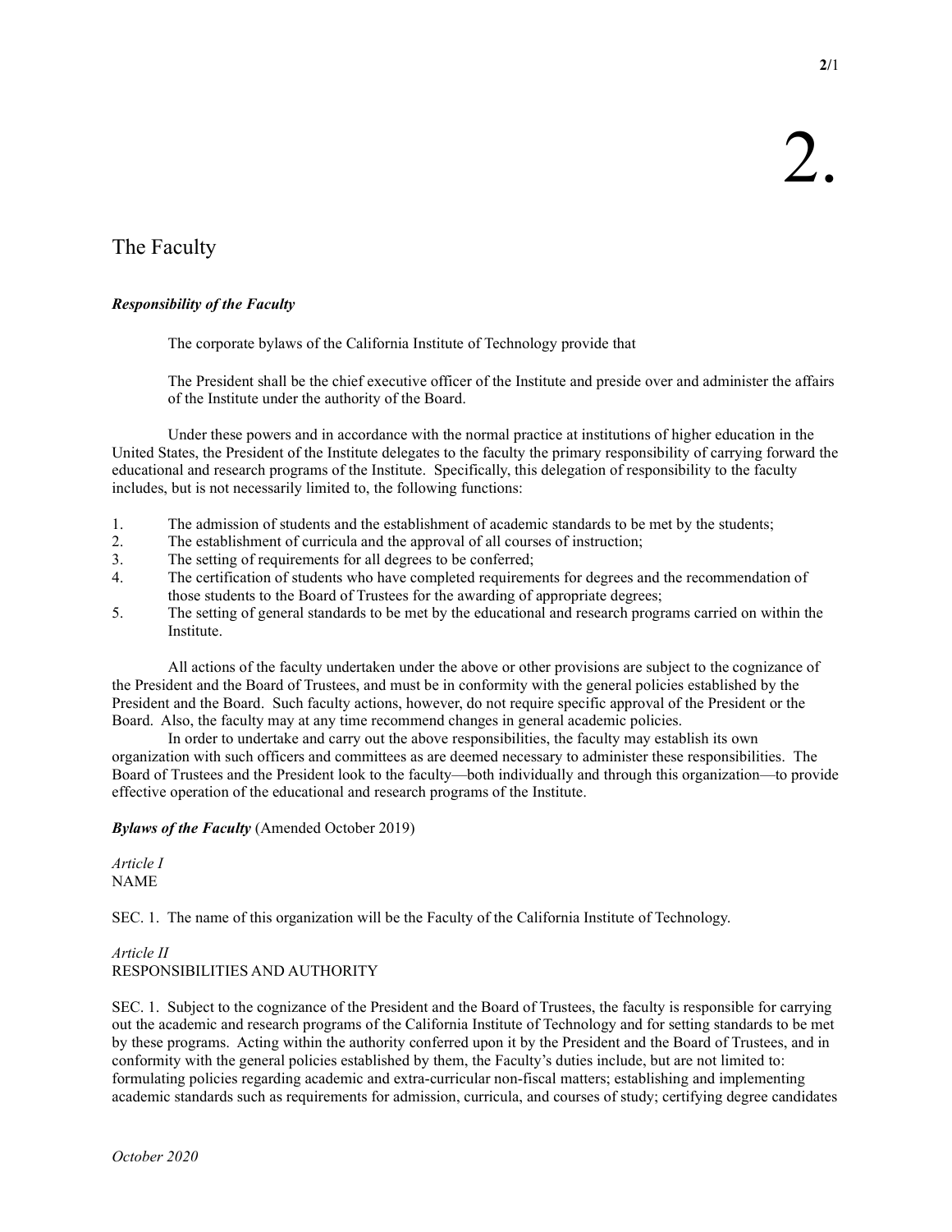# 2.

## The Faculty

***Responsibility of the Faculty***

The corporate bylaws of the California Institute of Technology provide that

> The President shall be the chief executive officer of the Institute and preside over and administer the affairs of the Institute under the authority of the Board.

Under these powers and in accordance with the normal practice at institutions of higher education in the United States, the President of the Institute delegates to the faculty the primary responsibility of carrying forward the educational and research programs of the Institute. Specifically, this delegation of responsibility to the faculty includes, but is not necessarily limited to, the following functions:

1. The admission of students and the establishment of academic standards to be met by the students;
2. The establishment of curricula and the approval of all courses of instruction;
3. The setting of requirements for all degrees to be conferred;
4. The certification of students who have completed requirements for degrees and the recommendation of those students to the Board of Trustees for the awarding of appropriate degrees;
5. The setting of general standards to be met by the educational and research programs carried on within the Institute.

All actions of the faculty undertaken under the above or other provisions are subject to the cognizance of the President and the Board of Trustees, and must be in conformity with the general policies established by the President and the Board. Such faculty actions, however, do not require specific approval of the President or the Board. Also, the faculty may at any time recommend changes in general academic policies.

In order to undertake and carry out the above responsibilities, the faculty may establish its own organization with such officers and committees as are deemed necessary to administer these responsibilities. The Board of Trustees and the President look to the faculty—both individually and through this organization—to provide effective operation of the educational and research programs of the Institute.

***Bylaws of the Faculty*** (Amended October 2019)

*Article I*
NAME

SEC. 1. The name of this organization will be the Faculty of the California Institute of Technology.

*Article II*
RESPONSIBILITIES AND AUTHORITY

SEC. 1. Subject to the cognizance of the President and the Board of Trustees, the faculty is responsible for carrying out the academic and research programs of the California Institute of Technology and for setting standards to be met by these programs. Acting within the authority conferred upon it by the President and the Board of Trustees, and in conformity with the general policies established by them, the Faculty's duties include, but are not limited to: formulating policies regarding academic and extra-curricular non-fiscal matters; establishing and implementing academic standards such as requirements for admission, curricula, and courses of study; certifying degree candidates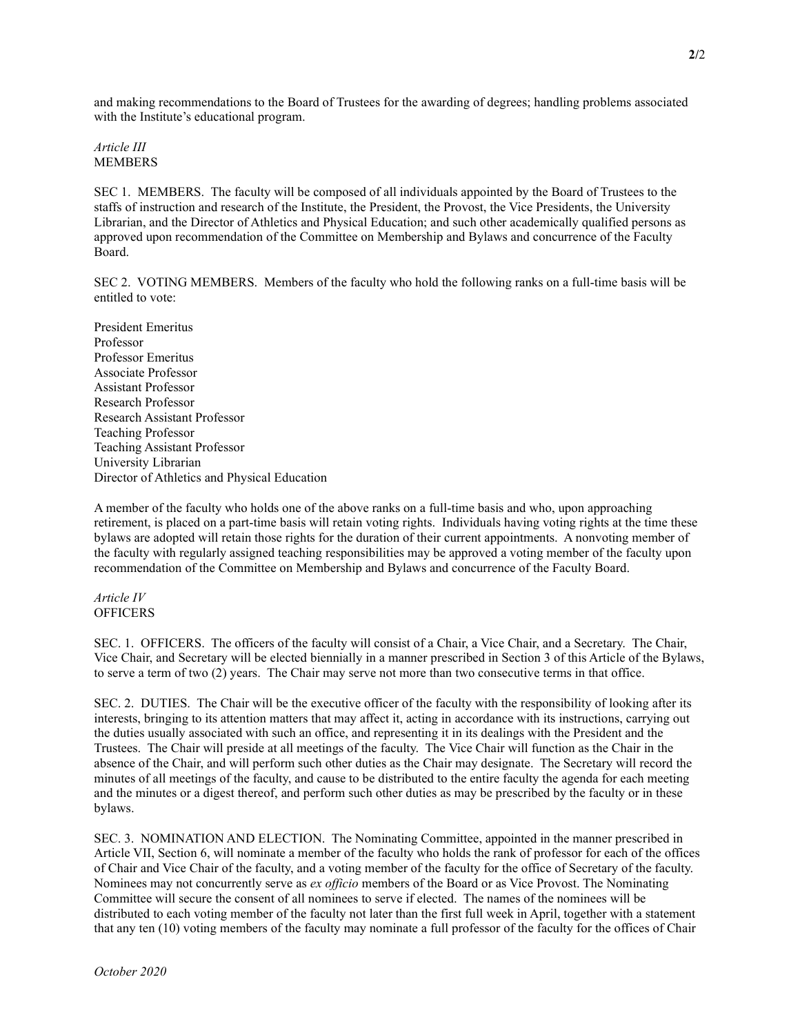and making recommendations to the Board of Trustees for the awarding of degrees; handling problems associated with the Institute's educational program.

*Article III*
MEMBERS

SEC 1. MEMBERS. The faculty will be composed of all individuals appointed by the Board of Trustees to the staffs of instruction and research of the Institute, the President, the Provost, the Vice Presidents, the University Librarian, and the Director of Athletics and Physical Education; and such other academically qualified persons as approved upon recommendation of the Committee on Membership and Bylaws and concurrence of the Faculty Board.

SEC 2. VOTING MEMBERS. Members of the faculty who hold the following ranks on a full-time basis will be entitled to vote:

President Emeritus
Professor
Professor Emeritus
Associate Professor
Assistant Professor
Research Professor
Research Assistant Professor
Teaching Professor
Teaching Assistant Professor
University Librarian
Director of Athletics and Physical Education

A member of the faculty who holds one of the above ranks on a full-time basis and who, upon approaching retirement, is placed on a part-time basis will retain voting rights. Individuals having voting rights at the time these bylaws are adopted will retain those rights for the duration of their current appointments. A nonvoting member of the faculty with regularly assigned teaching responsibilities may be approved a voting member of the faculty upon recommendation of the Committee on Membership and Bylaws and concurrence of the Faculty Board.

*Article IV*
OFFICERS

SEC. 1. OFFICERS. The officers of the faculty will consist of a Chair, a Vice Chair, and a Secretary. The Chair, Vice Chair, and Secretary will be elected biennially in a manner prescribed in Section 3 of this Article of the Bylaws, to serve a term of two (2) years. The Chair may serve not more than two consecutive terms in that office.

SEC. 2. DUTIES. The Chair will be the executive officer of the faculty with the responsibility of looking after its interests, bringing to its attention matters that may affect it, acting in accordance with its instructions, carrying out the duties usually associated with such an office, and representing it in its dealings with the President and the Trustees. The Chair will preside at all meetings of the faculty. The Vice Chair will function as the Chair in the absence of the Chair, and will perform such other duties as the Chair may designate. The Secretary will record the minutes of all meetings of the faculty, and cause to be distributed to the entire faculty the agenda for each meeting and the minutes or a digest thereof, and perform such other duties as may be prescribed by the faculty or in these bylaws.

SEC. 3. NOMINATION AND ELECTION. The Nominating Committee, appointed in the manner prescribed in Article VII, Section 6, will nominate a member of the faculty who holds the rank of professor for each of the offices of Chair and Vice Chair of the faculty, and a voting member of the faculty for the office of Secretary of the faculty. Nominees may not concurrently serve as *ex officio* members of the Board or as Vice Provost. The Nominating Committee will secure the consent of all nominees to serve if elected. The names of the nominees will be distributed to each voting member of the faculty not later than the first full week in April, together with a statement that any ten (10) voting members of the faculty may nominate a full professor of the faculty for the offices of Chair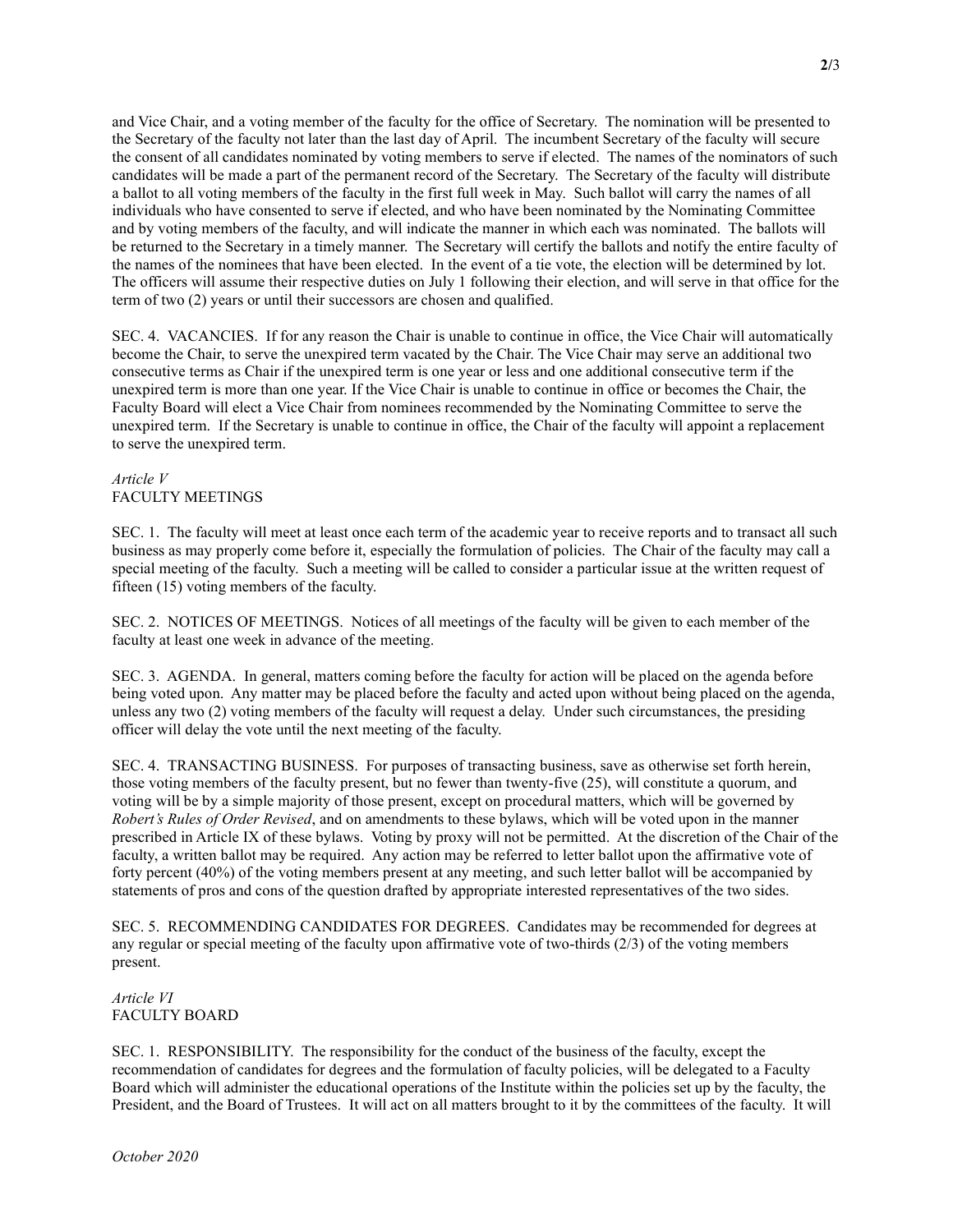and Vice Chair, and a voting member of the faculty for the office of Secretary. The nomination will be presented to the Secretary of the faculty not later than the last day of April. The incumbent Secretary of the faculty will secure the consent of all candidates nominated by voting members to serve if elected. The names of the nominators of such candidates will be made a part of the permanent record of the Secretary. The Secretary of the faculty will distribute a ballot to all voting members of the faculty in the first full week in May. Such ballot will carry the names of all individuals who have consented to serve if elected, and who have been nominated by the Nominating Committee and by voting members of the faculty, and will indicate the manner in which each was nominated. The ballots will be returned to the Secretary in a timely manner. The Secretary will certify the ballots and notify the entire faculty of the names of the nominees that have been elected. In the event of a tie vote, the election will be determined by lot. The officers will assume their respective duties on July 1 following their election, and will serve in that office for the term of two (2) years or until their successors are chosen and qualified.

SEC. 4. VACANCIES. If for any reason the Chair is unable to continue in office, the Vice Chair will automatically become the Chair, to serve the unexpired term vacated by the Chair. The Vice Chair may serve an additional two consecutive terms as Chair if the unexpired term is one year or less and one additional consecutive term if the unexpired term is more than one year. If the Vice Chair is unable to continue in office or becomes the Chair, the Faculty Board will elect a Vice Chair from nominees recommended by the Nominating Committee to serve the unexpired term. If the Secretary is unable to continue in office, the Chair of the faculty will appoint a replacement to serve the unexpired term.

## *Article V*
## FACULTY MEETINGS

SEC. 1. The faculty will meet at least once each term of the academic year to receive reports and to transact all such business as may properly come before it, especially the formulation of policies. The Chair of the faculty may call a special meeting of the faculty. Such a meeting will be called to consider a particular issue at the written request of fifteen (15) voting members of the faculty.

SEC. 2. NOTICES OF MEETINGS. Notices of all meetings of the faculty will be given to each member of the faculty at least one week in advance of the meeting.

SEC. 3. AGENDA. In general, matters coming before the faculty for action will be placed on the agenda before being voted upon. Any matter may be placed before the faculty and acted upon without being placed on the agenda, unless any two (2) voting members of the faculty will request a delay. Under such circumstances, the presiding officer will delay the vote until the next meeting of the faculty.

SEC. 4. TRANSACTING BUSINESS. For purposes of transacting business, save as otherwise set forth herein, those voting members of the faculty present, but no fewer than twenty-five (25), will constitute a quorum, and voting will be by a simple majority of those present, except on procedural matters, which will be governed by *Robert's Rules of Order Revised*, and on amendments to these bylaws, which will be voted upon in the manner prescribed in Article IX of these bylaws. Voting by proxy will not be permitted. At the discretion of the Chair of the faculty, a written ballot may be required. Any action may be referred to letter ballot upon the affirmative vote of forty percent (40%) of the voting members present at any meeting, and such letter ballot will be accompanied by statements of pros and cons of the question drafted by appropriate interested representatives of the two sides.

SEC. 5. RECOMMENDING CANDIDATES FOR DEGREES. Candidates may be recommended for degrees at any regular or special meeting of the faculty upon affirmative vote of two-thirds (2/3) of the voting members present.

## *Article VI*
## FACULTY BOARD

SEC. 1. RESPONSIBILITY. The responsibility for the conduct of the business of the faculty, except the recommendation of candidates for degrees and the formulation of faculty policies, will be delegated to a Faculty Board which will administer the educational operations of the Institute within the policies set up by the faculty, the President, and the Board of Trustees. It will act on all matters brought to it by the committees of the faculty. It will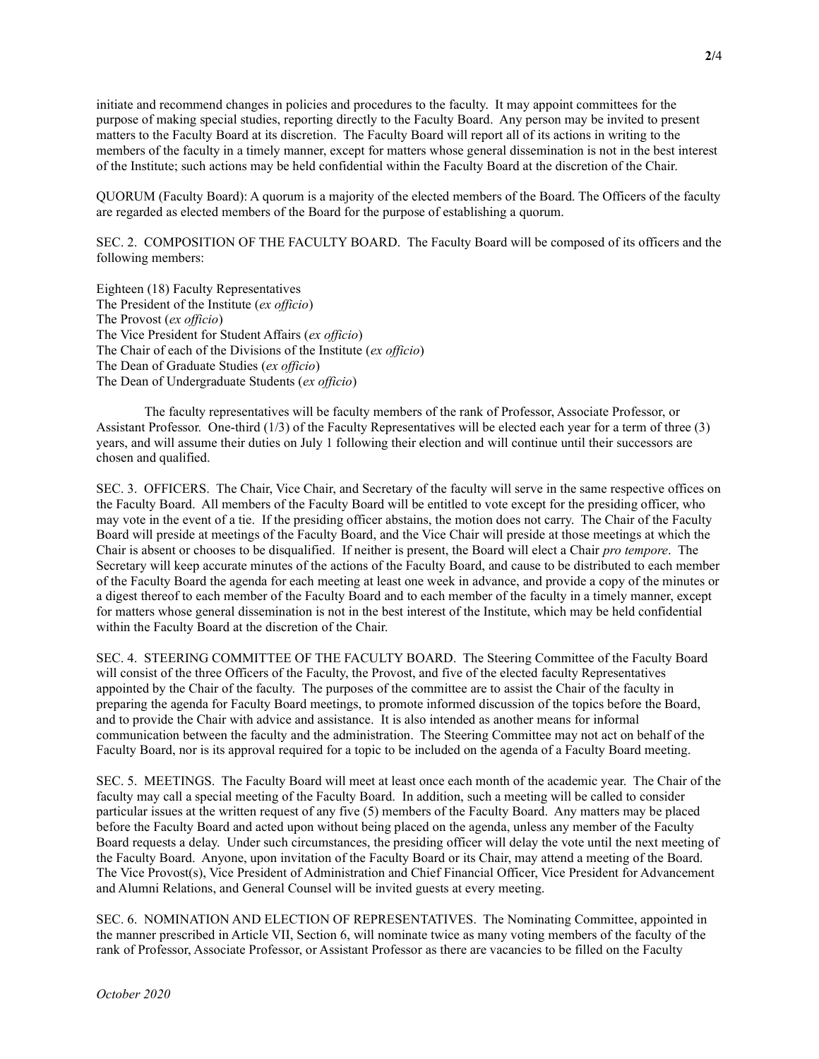initiate and recommend changes in policies and procedures to the faculty. It may appoint committees for the purpose of making special studies, reporting directly to the Faculty Board. Any person may be invited to present matters to the Faculty Board at its discretion. The Faculty Board will report all of its actions in writing to the members of the faculty in a timely manner, except for matters whose general dissemination is not in the best interest of the Institute; such actions may be held confidential within the Faculty Board at the discretion of the Chair.

QUORUM (Faculty Board): A quorum is a majority of the elected members of the Board. The Officers of the faculty are regarded as elected members of the Board for the purpose of establishing a quorum.

SEC. 2. COMPOSITION OF THE FACULTY BOARD. The Faculty Board will be composed of its officers and the following members:

Eighteen (18) Faculty Representatives
The President of the Institute (*ex officio*)
The Provost (*ex officio*)
The Vice President for Student Affairs (*ex officio*)
The Chair of each of the Divisions of the Institute (*ex officio*)
The Dean of Graduate Studies (*ex officio*)
The Dean of Undergraduate Students (*ex officio*)

The faculty representatives will be faculty members of the rank of Professor, Associate Professor, or Assistant Professor. One-third (1/3) of the Faculty Representatives will be elected each year for a term of three (3) years, and will assume their duties on July 1 following their election and will continue until their successors are chosen and qualified.

SEC. 3. OFFICERS. The Chair, Vice Chair, and Secretary of the faculty will serve in the same respective offices on the Faculty Board. All members of the Faculty Board will be entitled to vote except for the presiding officer, who may vote in the event of a tie. If the presiding officer abstains, the motion does not carry. The Chair of the Faculty Board will preside at meetings of the Faculty Board, and the Vice Chair will preside at those meetings at which the Chair is absent or chooses to be disqualified. If neither is present, the Board will elect a Chair *pro tempore*. The Secretary will keep accurate minutes of the actions of the Faculty Board, and cause to be distributed to each member of the Faculty Board the agenda for each meeting at least one week in advance, and provide a copy of the minutes or a digest thereof to each member of the Faculty Board and to each member of the faculty in a timely manner, except for matters whose general dissemination is not in the best interest of the Institute, which may be held confidential within the Faculty Board at the discretion of the Chair.

SEC. 4. STEERING COMMITTEE OF THE FACULTY BOARD. The Steering Committee of the Faculty Board will consist of the three Officers of the Faculty, the Provost, and five of the elected faculty Representatives appointed by the Chair of the faculty. The purposes of the committee are to assist the Chair of the faculty in preparing the agenda for Faculty Board meetings, to promote informed discussion of the topics before the Board, and to provide the Chair with advice and assistance. It is also intended as another means for informal communication between the faculty and the administration. The Steering Committee may not act on behalf of the Faculty Board, nor is its approval required for a topic to be included on the agenda of a Faculty Board meeting.

SEC. 5. MEETINGS. The Faculty Board will meet at least once each month of the academic year. The Chair of the faculty may call a special meeting of the Faculty Board. In addition, such a meeting will be called to consider particular issues at the written request of any five (5) members of the Faculty Board. Any matters may be placed before the Faculty Board and acted upon without being placed on the agenda, unless any member of the Faculty Board requests a delay. Under such circumstances, the presiding officer will delay the vote until the next meeting of the Faculty Board. Anyone, upon invitation of the Faculty Board or its Chair, may attend a meeting of the Board. The Vice Provost(s), Vice President of Administration and Chief Financial Officer, Vice President for Advancement and Alumni Relations, and General Counsel will be invited guests at every meeting.

SEC. 6. NOMINATION AND ELECTION OF REPRESENTATIVES. The Nominating Committee, appointed in the manner prescribed in Article VII, Section 6, will nominate twice as many voting members of the faculty of the rank of Professor, Associate Professor, or Assistant Professor as there are vacancies to be filled on the Faculty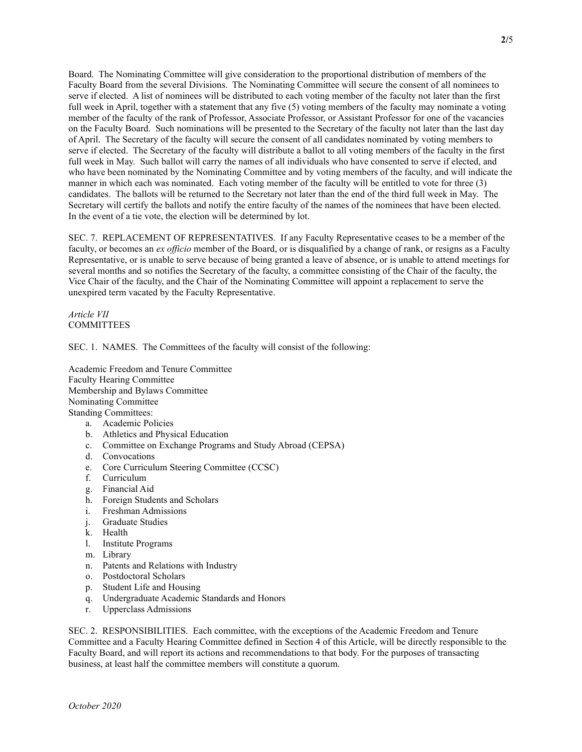Board. The Nominating Committee will give consideration to the proportional distribution of members of the Faculty Board from the several Divisions. The Nominating Committee will secure the consent of all nominees to serve if elected. A list of nominees will be distributed to each voting member of the faculty not later than the first full week in April, together with a statement that any five (5) voting members of the faculty may nominate a voting member of the faculty of the rank of Professor, Associate Professor, or Assistant Professor for one of the vacancies on the Faculty Board. Such nominations will be presented to the Secretary of the faculty not later than the last day of April. The Secretary of the faculty will secure the consent of all candidates nominated by voting members to serve if elected. The Secretary of the faculty will distribute a ballot to all voting members of the faculty in the first full week in May. Such ballot will carry the names of all individuals who have consented to serve if elected, and who have been nominated by the Nominating Committee and by voting members of the faculty, and will indicate the manner in which each was nominated. Each voting member of the faculty will be entitled to vote for three (3) candidates. The ballots will be returned to the Secretary not later than the end of the third full week in May. The Secretary will certify the ballots and notify the entire faculty of the names of the nominees that have been elected. In the event of a tie vote, the election will be determined by lot.

SEC. 7. REPLACEMENT OF REPRESENTATIVES. If any Faculty Representative ceases to be a member of the faculty, or becomes an *ex officio* member of the Board, or is disqualified by a change of rank, or resigns as a Faculty Representative, or is unable to serve because of being granted a leave of absence, or is unable to attend meetings for several months and so notifies the Secretary of the faculty, a committee consisting of the Chair of the faculty, the Vice Chair of the faculty, and the Chair of the Nominating Committee will appoint a replacement to serve the unexpired term vacated by the Faculty Representative.

## *Article VII*
## COMMITTEES

SEC. 1. NAMES. The Committees of the faculty will consist of the following:

Academic Freedom and Tenure Committee
Faculty Hearing Committee
Membership and Bylaws Committee
Nominating Committee
Standing Committees:

a. Academic Policies
b. Athletics and Physical Education
c. Committee on Exchange Programs and Study Abroad (CEPSA)
d. Convocations
e. Core Curriculum Steering Committee (CCSC)
f. Curriculum
g. Financial Aid
h. Foreign Students and Scholars
i. Freshman Admissions
j. Graduate Studies
k. Health
l. Institute Programs
m. Library
n. Patents and Relations with Industry
o. Postdoctoral Scholars
p. Student Life and Housing
q. Undergraduate Academic Standards and Honors
r. Upperclass Admissions

SEC. 2. RESPONSIBILITIES. Each committee, with the exceptions of the Academic Freedom and Tenure Committee and a Faculty Hearing Committee defined in Section 4 of this Article, will be directly responsible to the Faculty Board, and will report its actions and recommendations to that body. For the purposes of transacting business, at least half the committee members will constitute a quorum.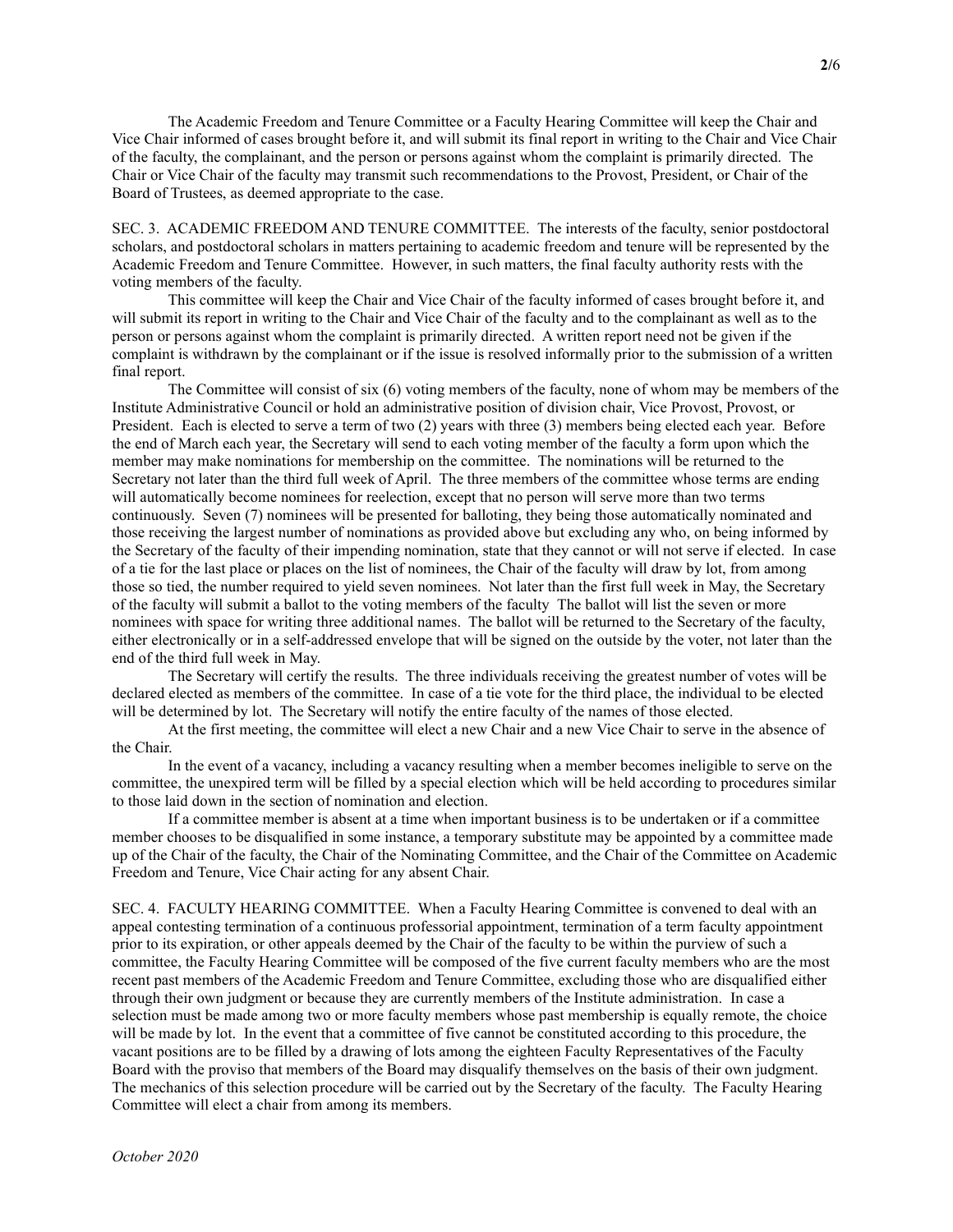The Academic Freedom and Tenure Committee or a Faculty Hearing Committee will keep the Chair and Vice Chair informed of cases brought before it, and will submit its final report in writing to the Chair and Vice Chair of the faculty, the complainant, and the person or persons against whom the complaint is primarily directed. The Chair or Vice Chair of the faculty may transmit such recommendations to the Provost, President, or Chair of the Board of Trustees, as deemed appropriate to the case.

SEC. 3. ACADEMIC FREEDOM AND TENURE COMMITTEE. The interests of the faculty, senior postdoctoral scholars, and postdoctoral scholars in matters pertaining to academic freedom and tenure will be represented by the Academic Freedom and Tenure Committee. However, in such matters, the final faculty authority rests with the voting members of the faculty.

This committee will keep the Chair and Vice Chair of the faculty informed of cases brought before it, and will submit its report in writing to the Chair and Vice Chair of the faculty and to the complainant as well as to the person or persons against whom the complaint is primarily directed. A written report need not be given if the complaint is withdrawn by the complainant or if the issue is resolved informally prior to the submission of a written final report.

The Committee will consist of six (6) voting members of the faculty, none of whom may be members of the Institute Administrative Council or hold an administrative position of division chair, Vice Provost, Provost, or President. Each is elected to serve a term of two (2) years with three (3) members being elected each year. Before the end of March each year, the Secretary will send to each voting member of the faculty a form upon which the member may make nominations for membership on the committee. The nominations will be returned to the Secretary not later than the third full week of April. The three members of the committee whose terms are ending will automatically become nominees for reelection, except that no person will serve more than two terms continuously. Seven (7) nominees will be presented for balloting, they being those automatically nominated and those receiving the largest number of nominations as provided above but excluding any who, on being informed by the Secretary of the faculty of their impending nomination, state that they cannot or will not serve if elected. In case of a tie for the last place or places on the list of nominees, the Chair of the faculty will draw by lot, from among those so tied, the number required to yield seven nominees. Not later than the first full week in May, the Secretary of the faculty will submit a ballot to the voting members of the faculty The ballot will list the seven or more nominees with space for writing three additional names. The ballot will be returned to the Secretary of the faculty, either electronically or in a self-addressed envelope that will be signed on the outside by the voter, not later than the end of the third full week in May.

The Secretary will certify the results. The three individuals receiving the greatest number of votes will be declared elected as members of the committee. In case of a tie vote for the third place, the individual to be elected will be determined by lot. The Secretary will notify the entire faculty of the names of those elected.

At the first meeting, the committee will elect a new Chair and a new Vice Chair to serve in the absence of the Chair.

In the event of a vacancy, including a vacancy resulting when a member becomes ineligible to serve on the committee, the unexpired term will be filled by a special election which will be held according to procedures similar to those laid down in the section of nomination and election.

If a committee member is absent at a time when important business is to be undertaken or if a committee member chooses to be disqualified in some instance, a temporary substitute may be appointed by a committee made up of the Chair of the faculty, the Chair of the Nominating Committee, and the Chair of the Committee on Academic Freedom and Tenure, Vice Chair acting for any absent Chair.

SEC. 4. FACULTY HEARING COMMITTEE. When a Faculty Hearing Committee is convened to deal with an appeal contesting termination of a continuous professorial appointment, termination of a term faculty appointment prior to its expiration, or other appeals deemed by the Chair of the faculty to be within the purview of such a committee, the Faculty Hearing Committee will be composed of the five current faculty members who are the most recent past members of the Academic Freedom and Tenure Committee, excluding those who are disqualified either through their own judgment or because they are currently members of the Institute administration. In case a selection must be made among two or more faculty members whose past membership is equally remote, the choice will be made by lot. In the event that a committee of five cannot be constituted according to this procedure, the vacant positions are to be filled by a drawing of lots among the eighteen Faculty Representatives of the Faculty Board with the proviso that members of the Board may disqualify themselves on the basis of their own judgment. The mechanics of this selection procedure will be carried out by the Secretary of the faculty. The Faculty Hearing Committee will elect a chair from among its members.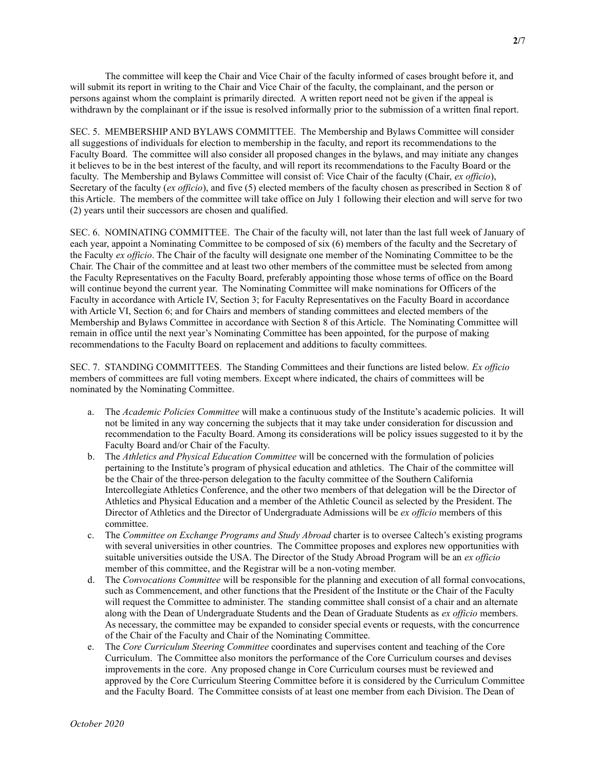The committee will keep the Chair and Vice Chair of the faculty informed of cases brought before it, and will submit its report in writing to the Chair and Vice Chair of the faculty, the complainant, and the person or persons against whom the complaint is primarily directed. A written report need not be given if the appeal is withdrawn by the complainant or if the issue is resolved informally prior to the submission of a written final report.

SEC. 5. MEMBERSHIP AND BYLAWS COMMITTEE. The Membership and Bylaws Committee will consider all suggestions of individuals for election to membership in the faculty, and report its recommendations to the Faculty Board. The committee will also consider all proposed changes in the bylaws, and may initiate any changes it believes to be in the best interest of the faculty, and will report its recommendations to the Faculty Board or the faculty. The Membership and Bylaws Committee will consist of: Vice Chair of the faculty (Chair, *ex officio*), Secretary of the faculty (*ex officio*), and five (5) elected members of the faculty chosen as prescribed in Section 8 of this Article. The members of the committee will take office on July 1 following their election and will serve for two (2) years until their successors are chosen and qualified.

SEC. 6. NOMINATING COMMITTEE. The Chair of the faculty will, not later than the last full week of January of each year, appoint a Nominating Committee to be composed of six (6) members of the faculty and the Secretary of the Faculty *ex officio*. The Chair of the faculty will designate one member of the Nominating Committee to be the Chair. The Chair of the committee and at least two other members of the committee must be selected from among the Faculty Representatives on the Faculty Board, preferably appointing those whose terms of office on the Board will continue beyond the current year. The Nominating Committee will make nominations for Officers of the Faculty in accordance with Article IV, Section 3; for Faculty Representatives on the Faculty Board in accordance with Article VI, Section 6; and for Chairs and members of standing committees and elected members of the Membership and Bylaws Committee in accordance with Section 8 of this Article. The Nominating Committee will remain in office until the next year's Nominating Committee has been appointed, for the purpose of making recommendations to the Faculty Board on replacement and additions to faculty committees.

SEC. 7. STANDING COMMITTEES. The Standing Committees and their functions are listed below. *Ex officio* members of committees are full voting members. Except where indicated, the chairs of committees will be nominated by the Nominating Committee.

a. The *Academic Policies Committee* will make a continuous study of the Institute's academic policies. It will not be limited in any way concerning the subjects that it may take under consideration for discussion and recommendation to the Faculty Board. Among its considerations will be policy issues suggested to it by the Faculty Board and/or Chair of the Faculty.
b. The *Athletics and Physical Education Committee* will be concerned with the formulation of policies pertaining to the Institute's program of physical education and athletics. The Chair of the committee will be the Chair of the three-person delegation to the faculty committee of the Southern California Intercollegiate Athletics Conference, and the other two members of that delegation will be the Director of Athletics and Physical Education and a member of the Athletic Council as selected by the President. The Director of Athletics and the Director of Undergraduate Admissions will be *ex officio* members of this committee.
c. The *Committee on Exchange Programs and Study Abroad* charter is to oversee Caltech's existing programs with several universities in other countries. The Committee proposes and explores new opportunities with suitable universities outside the USA. The Director of the Study Abroad Program will be an *ex officio* member of this committee, and the Registrar will be a non-voting member.
d. The *Convocations Committee* will be responsible for the planning and execution of all formal convocations, such as Commencement, and other functions that the President of the Institute or the Chair of the Faculty will request the Committee to administer. The standing committee shall consist of a chair and an alternate along with the Dean of Undergraduate Students and the Dean of Graduate Students as *ex officio* members. As necessary, the committee may be expanded to consider special events or requests, with the concurrence of the Chair of the Faculty and Chair of the Nominating Committee.
e. The *Core Curriculum Steering Committee* coordinates and supervises content and teaching of the Core Curriculum. The Committee also monitors the performance of the Core Curriculum courses and devises improvements in the core. Any proposed change in Core Curriculum courses must be reviewed and approved by the Core Curriculum Steering Committee before it is considered by the Curriculum Committee and the Faculty Board. The Committee consists of at least one member from each Division. The Dean of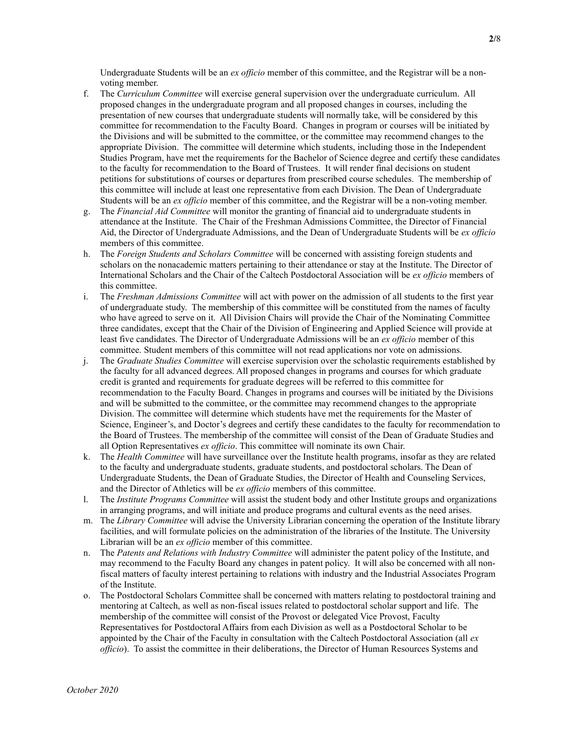Undergraduate Students will be an *ex officio* member of this committee, and the Registrar will be a non-voting member.

f. The *Curriculum Committee* will exercise general supervision over the undergraduate curriculum. All proposed changes in the undergraduate program and all proposed changes in courses, including the presentation of new courses that undergraduate students will normally take, will be considered by this committee for recommendation to the Faculty Board. Changes in program or courses will be initiated by the Divisions and will be submitted to the committee, or the committee may recommend changes to the appropriate Division. The committee will determine which students, including those in the Independent Studies Program, have met the requirements for the Bachelor of Science degree and certify these candidates to the faculty for recommendation to the Board of Trustees. It will render final decisions on student petitions for substitutions of courses or departures from prescribed course schedules. The membership of this committee will include at least one representative from each Division. The Dean of Undergraduate Students will be an *ex officio* member of this committee, and the Registrar will be a non-voting member.
g. The *Financial Aid Committee* will monitor the granting of financial aid to undergraduate students in attendance at the Institute. The Chair of the Freshman Admissions Committee, the Director of Financial Aid, the Director of Undergraduate Admissions, and the Dean of Undergraduate Students will be *ex officio* members of this committee.
h. The *Foreign Students and Scholars Committee* will be concerned with assisting foreign students and scholars on the nonacademic matters pertaining to their attendance or stay at the Institute. The Director of International Scholars and the Chair of the Caltech Postdoctoral Association will be *ex officio* members of this committee.
i. The *Freshman Admissions Committee* will act with power on the admission of all students to the first year of undergraduate study. The membership of this committee will be constituted from the names of faculty who have agreed to serve on it. All Division Chairs will provide the Chair of the Nominating Committee three candidates, except that the Chair of the Division of Engineering and Applied Science will provide at least five candidates. The Director of Undergraduate Admissions will be an *ex officio* member of this committee. Student members of this committee will not read applications nor vote on admissions.
j. The *Graduate Studies Committee* will exercise supervision over the scholastic requirements established by the faculty for all advanced degrees. All proposed changes in programs and courses for which graduate credit is granted and requirements for graduate degrees will be referred to this committee for recommendation to the Faculty Board. Changes in programs and courses will be initiated by the Divisions and will be submitted to the committee, or the committee may recommend changes to the appropriate Division. The committee will determine which students have met the requirements for the Master of Science, Engineer's, and Doctor's degrees and certify these candidates to the faculty for recommendation to the Board of Trustees. The membership of the committee will consist of the Dean of Graduate Studies and all Option Representatives *ex officio*. This committee will nominate its own Chair.
k. The *Health Committee* will have surveillance over the Institute health programs, insofar as they are related to the faculty and undergraduate students, graduate students, and postdoctoral scholars. The Dean of Undergraduate Students, the Dean of Graduate Studies, the Director of Health and Counseling Services, and the Director of Athletics will be *ex officio* members of this committee.
l. The *Institute Programs Committee* will assist the student body and other Institute groups and organizations in arranging programs, and will initiate and produce programs and cultural events as the need arises.
m. The *Library Committee* will advise the University Librarian concerning the operation of the Institute library facilities, and will formulate policies on the administration of the libraries of the Institute. The University Librarian will be an *ex officio* member of this committee.
n. The *Patents and Relations with Industry Committee* will administer the patent policy of the Institute, and may recommend to the Faculty Board any changes in patent policy. It will also be concerned with all non-fiscal matters of faculty interest pertaining to relations with industry and the Industrial Associates Program of the Institute.
o. The Postdoctoral Scholars Committee shall be concerned with matters relating to postdoctoral training and mentoring at Caltech, as well as non-fiscal issues related to postdoctoral scholar support and life. The membership of the committee will consist of the Provost or delegated Vice Provost, Faculty Representatives for Postdoctoral Affairs from each Division as well as a Postdoctoral Scholar to be appointed by the Chair of the Faculty in consultation with the Caltech Postdoctoral Association (all *ex officio*). To assist the committee in their deliberations, the Director of Human Resources Systems and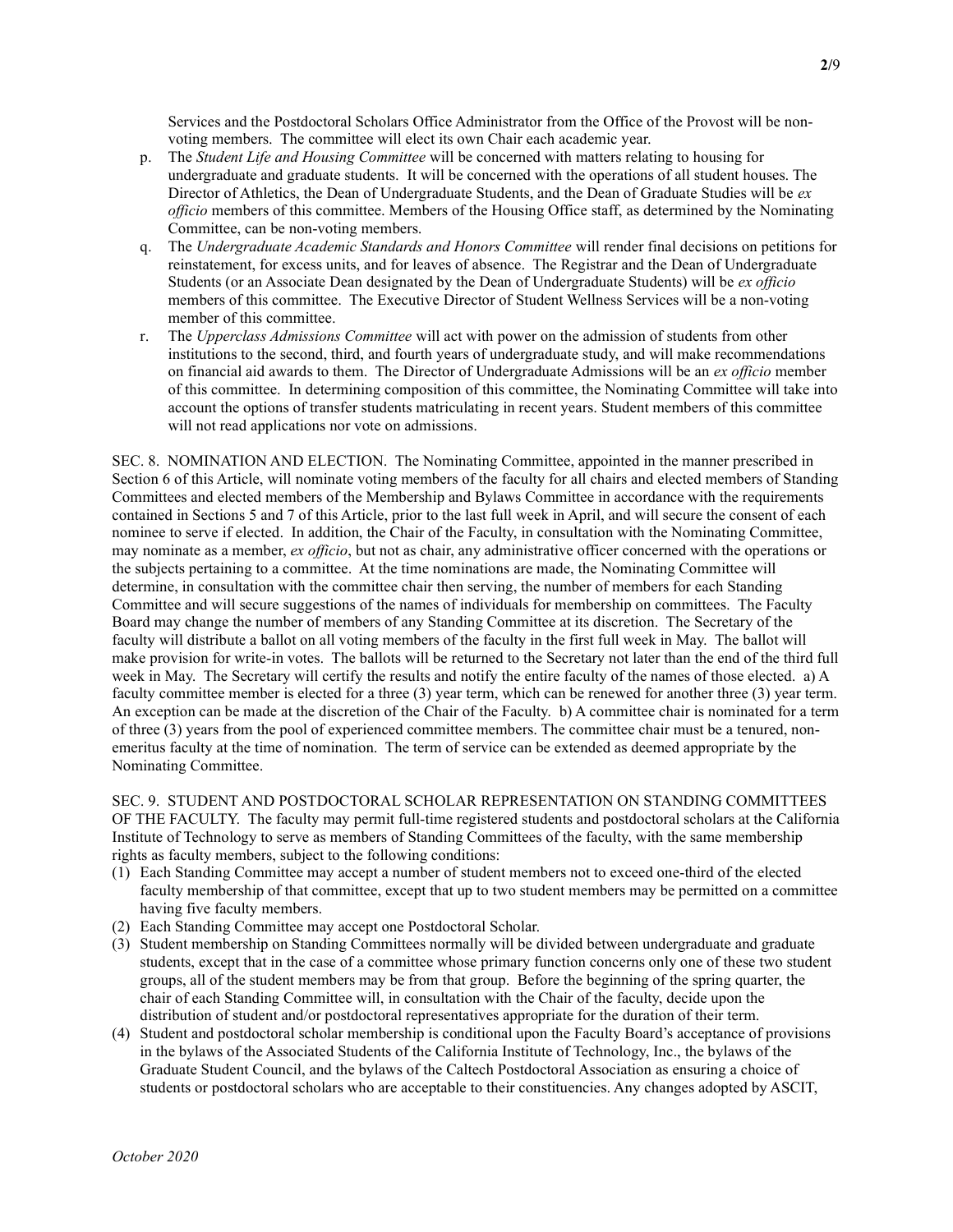Services and the Postdoctoral Scholars Office Administrator from the Office of the Provost will be non-voting members. The committee will elect its own Chair each academic year.

p. The *Student Life and Housing Committee* will be concerned with matters relating to housing for undergraduate and graduate students. It will be concerned with the operations of all student houses. The Director of Athletics, the Dean of Undergraduate Students, and the Dean of Graduate Studies will be *ex officio* members of this committee. Members of the Housing Office staff, as determined by the Nominating Committee, can be non-voting members.

q. The *Undergraduate Academic Standards and Honors Committee* will render final decisions on petitions for reinstatement, for excess units, and for leaves of absence. The Registrar and the Dean of Undergraduate Students (or an Associate Dean designated by the Dean of Undergraduate Students) will be *ex officio* members of this committee. The Executive Director of Student Wellness Services will be a non-voting member of this committee.

r. The *Upperclass Admissions Committee* will act with power on the admission of students from other institutions to the second, third, and fourth years of undergraduate study, and will make recommendations on financial aid awards to them. The Director of Undergraduate Admissions will be an *ex officio* member of this committee. In determining composition of this committee, the Nominating Committee will take into account the options of transfer students matriculating in recent years. Student members of this committee will not read applications nor vote on admissions.

SEC. 8. NOMINATION AND ELECTION. The Nominating Committee, appointed in the manner prescribed in Section 6 of this Article, will nominate voting members of the faculty for all chairs and elected members of Standing Committees and elected members of the Membership and Bylaws Committee in accordance with the requirements contained in Sections 5 and 7 of this Article, prior to the last full week in April, and will secure the consent of each nominee to serve if elected. In addition, the Chair of the Faculty, in consultation with the Nominating Committee, may nominate as a member, *ex officio*, but not as chair, any administrative officer concerned with the operations or the subjects pertaining to a committee. At the time nominations are made, the Nominating Committee will determine, in consultation with the committee chair then serving, the number of members for each Standing Committee and will secure suggestions of the names of individuals for membership on committees. The Faculty Board may change the number of members of any Standing Committee at its discretion. The Secretary of the faculty will distribute a ballot on all voting members of the faculty in the first full week in May. The ballot will make provision for write-in votes. The ballots will be returned to the Secretary not later than the end of the third full week in May. The Secretary will certify the results and notify the entire faculty of the names of those elected. a) A faculty committee member is elected for a three (3) year term, which can be renewed for another three (3) year term. An exception can be made at the discretion of the Chair of the Faculty. b) A committee chair is nominated for a term of three (3) years from the pool of experienced committee members. The committee chair must be a tenured, non-emeritus faculty at the time of nomination. The term of service can be extended as deemed appropriate by the Nominating Committee.

SEC. 9. STUDENT AND POSTDOCTORAL SCHOLAR REPRESENTATION ON STANDING COMMITTEES OF THE FACULTY. The faculty may permit full-time registered students and postdoctoral scholars at the California Institute of Technology to serve as members of Standing Committees of the faculty, with the same membership rights as faculty members, subject to the following conditions:

(1) Each Standing Committee may accept a number of student members not to exceed one-third of the elected faculty membership of that committee, except that up to two student members may be permitted on a committee having five faculty members.

(2) Each Standing Committee may accept one Postdoctoral Scholar.

(3) Student membership on Standing Committees normally will be divided between undergraduate and graduate students, except that in the case of a committee whose primary function concerns only one of these two student groups, all of the student members may be from that group. Before the beginning of the spring quarter, the chair of each Standing Committee will, in consultation with the Chair of the faculty, decide upon the distribution of student and/or postdoctoral representatives appropriate for the duration of their term.

(4) Student and postdoctoral scholar membership is conditional upon the Faculty Board's acceptance of provisions in the bylaws of the Associated Students of the California Institute of Technology, Inc., the bylaws of the Graduate Student Council, and the bylaws of the Caltech Postdoctoral Association as ensuring a choice of students or postdoctoral scholars who are acceptable to their constituencies. Any changes adopted by ASCIT,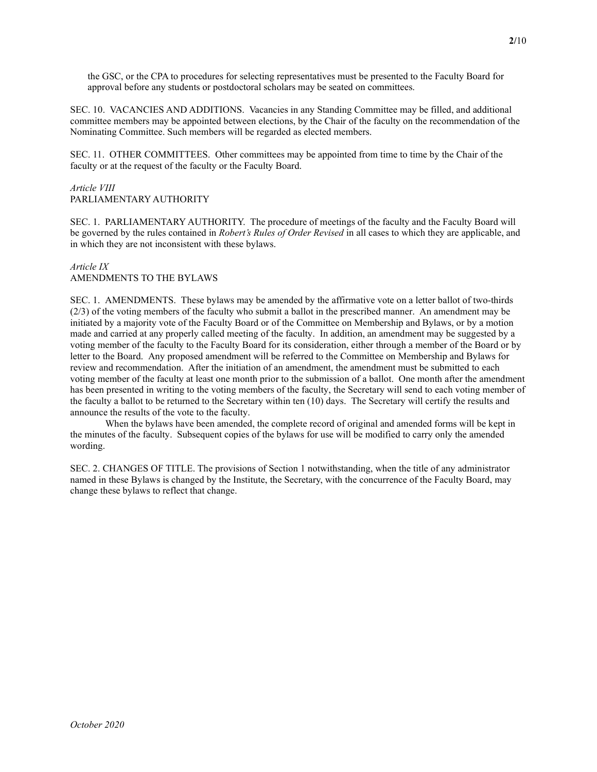the GSC, or the CPA to procedures for selecting representatives must be presented to the Faculty Board for approval before any students or postdoctoral scholars may be seated on committees.

SEC. 10. VACANCIES AND ADDITIONS. Vacancies in any Standing Committee may be filled, and additional committee members may be appointed between elections, by the Chair of the faculty on the recommendation of the Nominating Committee. Such members will be regarded as elected members.

SEC. 11. OTHER COMMITTEES. Other committees may be appointed from time to time by the Chair of the faculty or at the request of the faculty or the Faculty Board.

*Article VIII*
PARLIAMENTARY AUTHORITY

SEC. 1. PARLIAMENTARY AUTHORITY. The procedure of meetings of the faculty and the Faculty Board will be governed by the rules contained in *Robert's Rules of Order Revised* in all cases to which they are applicable, and in which they are not inconsistent with these bylaws.

*Article IX*
AMENDMENTS TO THE BYLAWS

SEC. 1. AMENDMENTS. These bylaws may be amended by the affirmative vote on a letter ballot of two-thirds (2/3) of the voting members of the faculty who submit a ballot in the prescribed manner. An amendment may be initiated by a majority vote of the Faculty Board or of the Committee on Membership and Bylaws, or by a motion made and carried at any properly called meeting of the faculty. In addition, an amendment may be suggested by a voting member of the faculty to the Faculty Board for its consideration, either through a member of the Board or by letter to the Board. Any proposed amendment will be referred to the Committee on Membership and Bylaws for review and recommendation. After the initiation of an amendment, the amendment must be submitted to each voting member of the faculty at least one month prior to the submission of a ballot. One month after the amendment has been presented in writing to the voting members of the faculty, the Secretary will send to each voting member of the faculty a ballot to be returned to the Secretary within ten (10) days. The Secretary will certify the results and announce the results of the vote to the faculty.

When the bylaws have been amended, the complete record of original and amended forms will be kept in the minutes of the faculty. Subsequent copies of the bylaws for use will be modified to carry only the amended wording.

SEC. 2. CHANGES OF TITLE. The provisions of Section 1 notwithstanding, when the title of any administrator named in these Bylaws is changed by the Institute, the Secretary, with the concurrence of the Faculty Board, may change these bylaws to reflect that change.